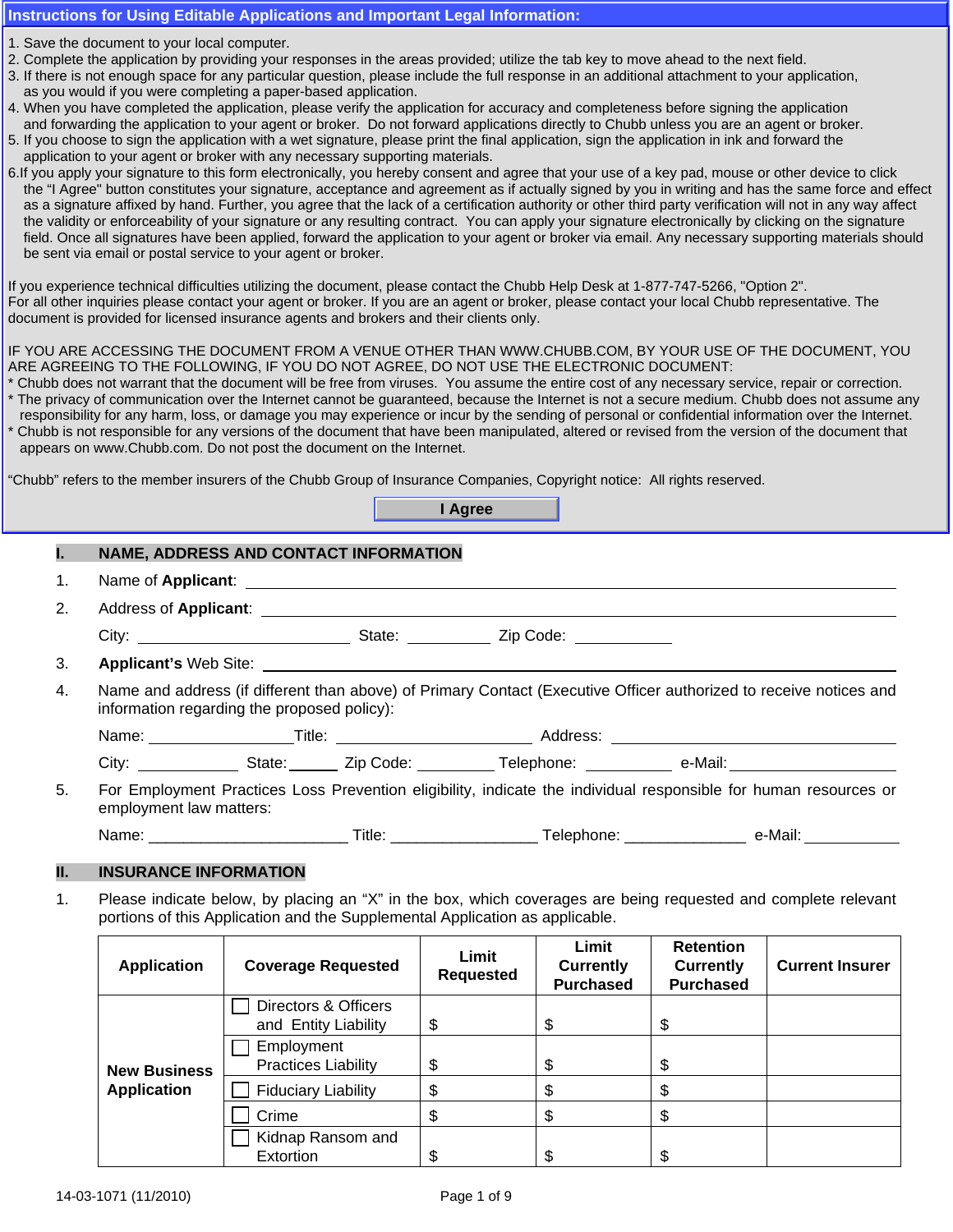## Instructions for Using Editable Applications and Important Legal Information:

1. Save the document to your local computer.
2. Complete the application by providing your responses in the areas provided; utilize the tab key to move ahead to the next field.
3. If there is not enough space for any particular question, please include the full response in an additional attachment to your application, as you would if you were completing a paper-based application.
4. When you have completed the application, please verify the application for accuracy and completeness before signing the application and forwarding the application to your agent or broker. Do not forward applications directly to Chubb unless you are an agent or broker.
5. If you choose to sign the application with a wet signature, please print the final application, sign the application in ink and forward the application to your agent or broker with any necessary supporting materials.
6. If you apply your signature to this form electronically, you hereby consent and agree that your use of a key pad, mouse or other device to click the "I Agree" button constitutes your signature, acceptance and agreement as if actually signed by you in writing and has the same force and effect as a signature affixed by hand. Further, you agree that the lack of a certification authority or other third party verification will not in any way affect the validity or enforceability of your signature or any resulting contract. You can apply your signature electronically by clicking on the signature field. Once all signatures have been applied, forward the application to your agent or broker via email. Any necessary supporting materials should be sent via email or postal service to your agent or broker.

If you experience technical difficulties utilizing the document, please contact the Chubb Help Desk at 1-877-747-5266, "Option 2".
For all other inquiries please contact your agent or broker. If you are an agent or broker, please contact your local Chubb representative. The document is provided for licensed insurance agents and brokers and their clients only.

IF YOU ARE ACCESSING THE DOCUMENT FROM A VENUE OTHER THAN WWW.CHUBB.COM, BY YOUR USE OF THE DOCUMENT, YOU ARE AGREEING TO THE FOLLOWING, IF YOU DO NOT AGREE, DO NOT USE THE ELECTRONIC DOCUMENT:
* Chubb does not warrant that the document will be free from viruses. You assume the entire cost of any necessary service, repair or correction.
* The privacy of communication over the Internet cannot be guaranteed, because the Internet is not a secure medium. Chubb does not assume any responsibility for any harm, loss, or damage you may experience or incur by the sending of personal or confidential information over the Internet.
* Chubb is not responsible for any versions of the document that have been manipulated, altered or revised from the version of the document that appears on www.Chubb.com. Do not post the document on the Internet.

"Chubb" refers to the member insurers of the Chubb Group of Insurance Companies, Copyright notice: All rights reserved.

**I Agree**

## I. NAME, ADDRESS AND CONTACT INFORMATION

1. Name of **Applicant**: ______________________________

2. Address of **Applicant**: ______________________________

   City: ______________ State: __________ Zip Code: ____________

3. **Applicant's** Web Site: ______________________________

4. Name and address (if different than above) of Primary Contact (Executive Officer authorized to receive notices and information regarding the proposed policy):

   Name: ______________ Title: ______________ Address: ______________

   City: ____________ State: ______ Zip Code: __________ Telephone: __________ e-Mail: ______________

5. For Employment Practices Loss Prevention eligibility, indicate the individual responsible for human resources or employment law matters:

   Name: _______________________ Title: _________________ Telephone: ______________ e-Mail: ____________

## II. INSURANCE INFORMATION

1. Please indicate below, by placing an "X" in the box, which coverages are being requested and complete relevant portions of this Application and the Supplemental Application as applicable.

| Application | Coverage Requested | Limit Requested | Limit Currently Purchased | Retention Currently Purchased | Current Insurer |
|---|---|---|---|---|---|
| New Business Application | ☐ Directors & Officers and Entity Liability | $ | $ | $ | |
| | ☐ Employment Practices Liability | $ | $ | $ | |
| | ☐ Fiduciary Liability | $ | $ | $ | |
| | ☐ Crime | $ | $ | $ | |
| | ☐ Kidnap Ransom and Extortion | $ | $ | $ | |

14-03-1071 (11/2010)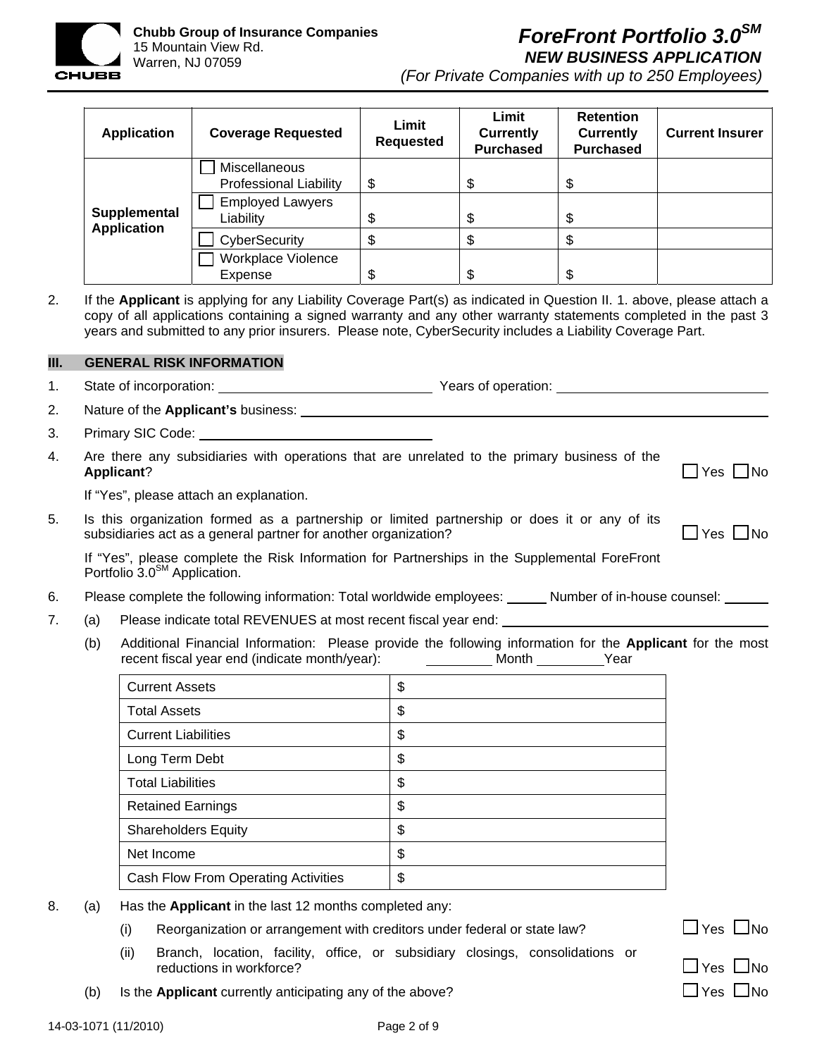# Chubb Group of Insurance Companies

15 Mountain View Rd.
Warren, NJ 07059

## *ForeFront Portfolio 3.0*SM
### *NEW BUSINESS APPLICATION*
*(For Private Companies with up to 250 Employees)*

| Application | Coverage Requested | Limit Requested | Limit Currently Purchased | Retention Currently Purchased | Current Insurer |
|---|---|---|---|---|---|
| **Supplemental Application** | ☐ Miscellaneous Professional Liability | $ | $ | $ | |
| | ☐ Employed Lawyers Liability | $ | $ | $ | |
| | ☐ CyberSecurity | $ | $ | $ | |
| | ☐ Workplace Violence Expense | $ | $ | $ | |

2. If the **Applicant** is applying for any Liability Coverage Part(s) as indicated in Question II. 1. above, please attach a copy of all applications containing a signed warranty and any other warranty statements completed in the past 3 years and submitted to any prior insurers. Please note, CyberSecurity includes a Liability Coverage Part.

## III. GENERAL RISK INFORMATION

1. State of incorporation: ______________________ Years of operation: ______________________

2. Nature of the **Applicant's** business: ______________________

3. Primary SIC Code: ______________________

4. Are there any subsidiaries with operations that are unrelated to the primary business of the **Applicant**? ☐ Yes ☐ No

   If "Yes", please attach an explanation.

5. Is this organization formed as a partnership or limited partnership or does it or any of its subsidiaries act as a general partner for another organization? ☐ Yes ☐ No

   If "Yes", please complete the Risk Information for Partnerships in the Supplemental ForeFront Portfolio 3.0SM Application.

6. Please complete the following information: Total worldwide employees: _____ Number of in-house counsel: _____

7. (a) Please indicate total REVENUES at most recent fiscal year end: ______________________

   (b) Additional Financial Information: Please provide the following information for the **Applicant** for the most recent fiscal year end (indicate month/year): ________ Month ________ Year

| | |
|---|---|
| Current Assets | $ |
| Total Assets | $ |
| Current Liabilities | $ |
| Long Term Debt | $ |
| Total Liabilities | $ |
| Retained Earnings | $ |
| Shareholders Equity | $ |
| Net Income | $ |
| Cash Flow From Operating Activities | $ |

8. (a) Has the **Applicant** in the last 12 months completed any:

   (i) Reorganization or arrangement with creditors under federal or state law? ☐ Yes ☐ No

   (ii) Branch, location, facility, office, or subsidiary closings, consolidations or reductions in workforce? ☐ Yes ☐ No

   (b) Is the **Applicant** currently anticipating any of the above? ☐ Yes ☐ No

14-03-1071 (11/2010)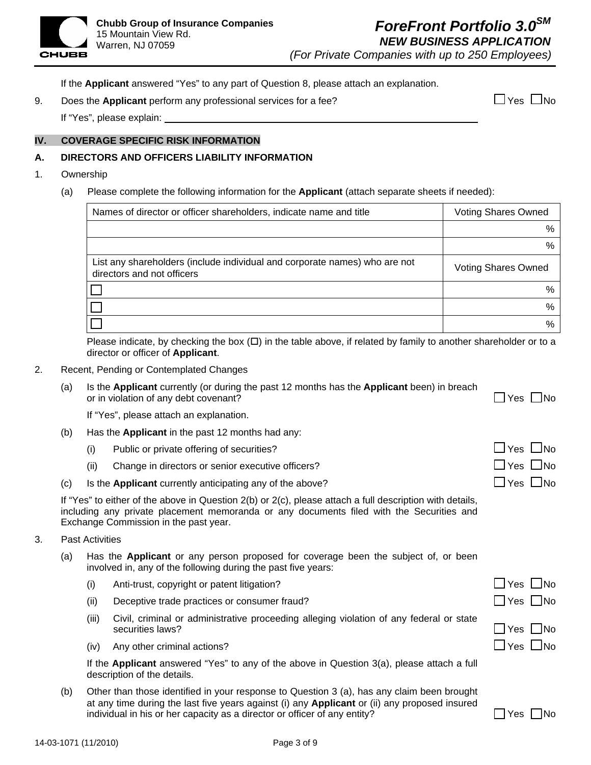If the **Applicant** answered "Yes" to any part of Question 8, please attach an explanation.

9. Does the **Applicant** perform any professional services for a fee? ☐ Yes ☐ No

   If "Yes", please explain: ______________________________

## IV. COVERAGE SPECIFIC RISK INFORMATION

### A. DIRECTORS AND OFFICERS LIABILITY INFORMATION

1. Ownership

   (a) Please complete the following information for the **Applicant** (attach separate sheets if needed):

| Names of director or officer shareholders, indicate name and title | Voting Shares Owned |
|---|---|
| | % |
| | % |
| **List any shareholders (include individual and corporate names) who are not directors and not officers** | **Voting Shares Owned** |
| ☐ | % |
| ☐ | % |
| ☐ | % |

   Please indicate, by checking the box (☐) in the table above, if related by family to another shareholder or to a director or officer of **Applicant**.

2. Recent, Pending or Contemplated Changes

   (a) Is the **Applicant** currently (or during the past 12 months has the **Applicant** been) in breach or in violation of any debt covenant? ☐ Yes ☐ No

   If "Yes", please attach an explanation.

   (b) Has the **Applicant** in the past 12 months had any:

   (i) Public or private offering of securities? ☐ Yes ☐ No

   (ii) Change in directors or senior executive officers? ☐ Yes ☐ No

   (c) Is the **Applicant** currently anticipating any of the above? ☐ Yes ☐ No

   If "Yes" to either of the above in Question 2(b) or 2(c), please attach a full description with details, including any private placement memoranda or any documents filed with the Securities and Exchange Commission in the past year.

3. Past Activities

   (a) Has the **Applicant** or any person proposed for coverage been the subject of, or been involved in, any of the following during the past five years:

   (i) Anti-trust, copyright or patent litigation? ☐ Yes ☐ No

   (ii) Deceptive trade practices or consumer fraud? ☐ Yes ☐ No

   (iii) Civil, criminal or administrative proceeding alleging violation of any federal or state securities laws? ☐ Yes ☐ No

   (iv) Any other criminal actions? ☐ Yes ☐ No

   If the **Applicant** answered "Yes" to any of the above in Question 3(a), please attach a full description of the details.

   (b) Other than those identified in your response to Question 3 (a), has any claim been brought at any time during the last five years against (i) any **Applicant** or (ii) any proposed insured individual in his or her capacity as a director or officer of any entity? ☐ Yes ☐ No

14-03-1071 (11/2010)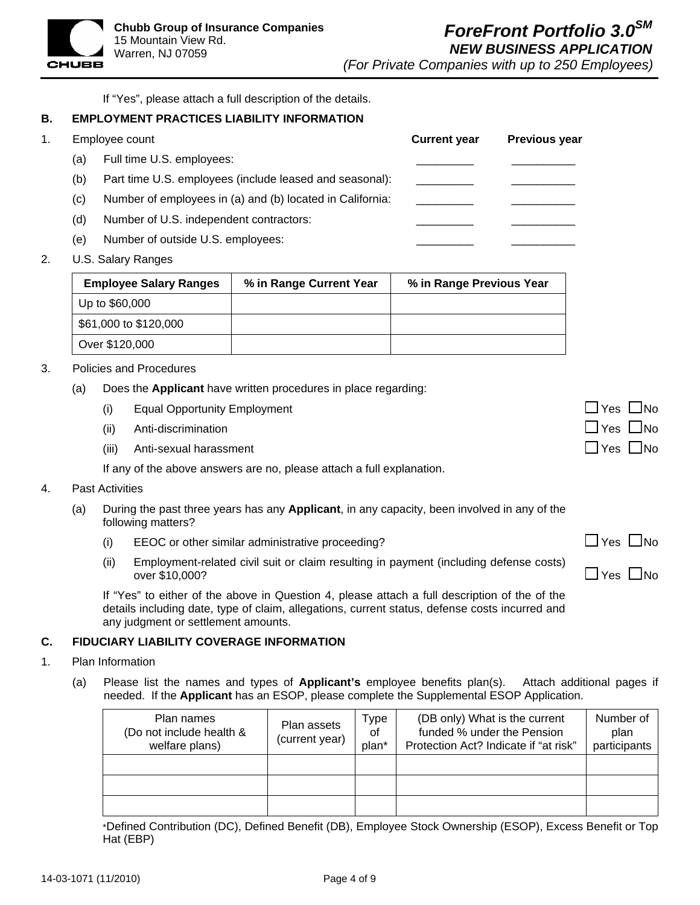If "Yes", please attach a full description of the details.

## B. EMPLOYMENT PRACTICES LIABILITY INFORMATION

1. Employee count

| | Current year | Previous year |
|---|---|---|
| (a) Full time U.S. employees: | _________ | __________ |
| (b) Part time U.S. employees (include leased and seasonal): | _________ | __________ |
| (c) Number of employees in (a) and (b) located in California: | _________ | __________ |
| (d) Number of U.S. independent contractors: | _________ | __________ |
| (e) Number of outside U.S. employees: | _________ | __________ |

2. U.S. Salary Ranges

| Employee Salary Ranges | % in Range Current Year | % in Range Previous Year |
|---|---|---|
| Up to $60,000 | | |
| $61,000 to $120,000 | | |
| Over $120,000 | | |

3. Policies and Procedures

   (a) Does the **Applicant** have written procedures in place regarding:

   (i) Equal Opportunity Employment ☐ Yes ☐ No

   (ii) Anti-discrimination ☐ Yes ☐ No

   (iii) Anti-sexual harassment ☐ Yes ☐ No

   If any of the above answers are no, please attach a full explanation.

4. Past Activities

   (a) During the past three years has any **Applicant**, in any capacity, been involved in any of the following matters?

   (i) EEOC or other similar administrative proceeding? ☐ Yes ☐ No

   (ii) Employment-related civil suit or claim resulting in payment (including defense costs) over $10,000? ☐ Yes ☐ No

   If "Yes" to either of the above in Question 4, please attach a full description of the of the details including date, type of claim, allegations, current status, defense costs incurred and any judgment or settlement amounts.

## C. FIDUCIARY LIABILITY COVERAGE INFORMATION

1. Plan Information

   (a) Please list the names and types of **Applicant's** employee benefits plan(s). Attach additional pages if needed. If the **Applicant** has an ESOP, please complete the Supplemental ESOP Application.

| Plan names (Do not include health & welfare plans) | Plan assets (current year) | Type of plan* | (DB only) What is the current funded % under the Pension Protection Act? Indicate if "at risk" | Number of plan participants |
|---|---|---|---|---|
| | | | | |
| | | | | |
| | | | | |

*Defined Contribution (DC), Defined Benefit (DB), Employee Stock Ownership (ESOP), Excess Benefit or Top Hat (EBP)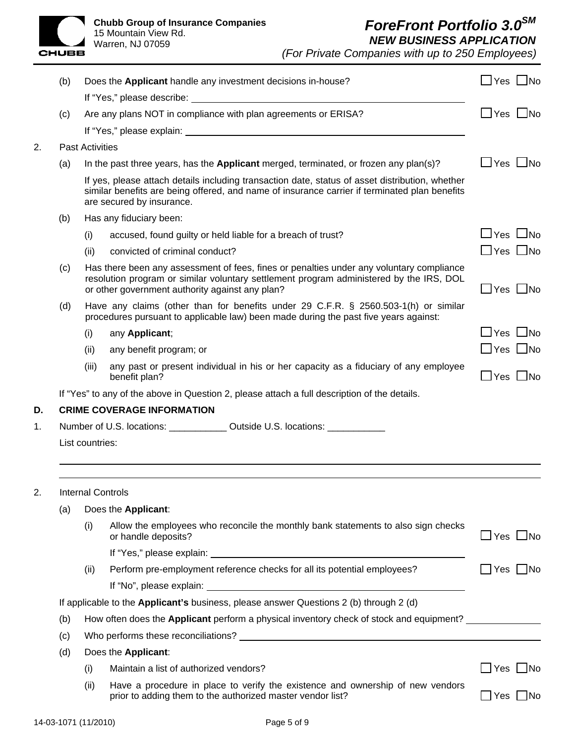(b) Does the **Applicant** handle any investment decisions in-house? ☐ Yes ☐ No

If "Yes," please describe: ____________________

(c) Are any plans NOT in compliance with plan agreements or ERISA? ☐ Yes ☐ No

If "Yes," please explain: ____________________

2. Past Activities

(a) In the past three years, has the **Applicant** merged, terminated, or frozen any plan(s)? ☐ Yes ☐ No

If yes, please attach details including transaction date, status of asset distribution, whether similar benefits are being offered, and name of insurance carrier if terminated plan benefits are secured by insurance.

(b) Has any fiduciary been:

(i) accused, found guilty or held liable for a breach of trust? ☐ Yes ☐ No

(ii) convicted of criminal conduct? ☐ Yes ☐ No

(c) Has there been any assessment of fees, fines or penalties under any voluntary compliance resolution program or similar voluntary settlement program administered by the IRS, DOL or other government authority against any plan? ☐ Yes ☐ No

(d) Have any claims (other than for benefits under 29 C.F.R. § 2560.503-1(h) or similar procedures pursuant to applicable law) been made during the past five years against:

(i) any **Applicant**; ☐ Yes ☐ No

(ii) any benefit program; or ☐ Yes ☐ No

(iii) any past or present individual in his or her capacity as a fiduciary of any employee benefit plan? ☐ Yes ☐ No

If "Yes" to any of the above in Question 2, please attach a full description of the details.

## D. CRIME COVERAGE INFORMATION

1. Number of U.S. locations: ___________ Outside U.S. locations: ___________

List countries:

____________________

____________________

2. Internal Controls

(a) Does the **Applicant**:

(i) Allow the employees who reconcile the monthly bank statements to also sign checks or handle deposits? ☐ Yes ☐ No

If "Yes," please explain: ____________________

(ii) Perform pre-employment reference checks for all its potential employees? ☐ Yes ☐ No

If "No", please explain: ____________________

If applicable to the **Applicant's** business, please answer Questions 2 (b) through 2 (d)

(b) How often does the **Applicant** perform a physical inventory check of stock and equipment? ____________________

(c) Who performs these reconciliations? ____________________

(d) Does the **Applicant**:

(i) Maintain a list of authorized vendors? ☐ Yes ☐ No

(ii) Have a procedure in place to verify the existence and ownership of new vendors prior to adding them to the authorized master vendor list? ☐ Yes ☐ No

14-03-1071 (11/2010)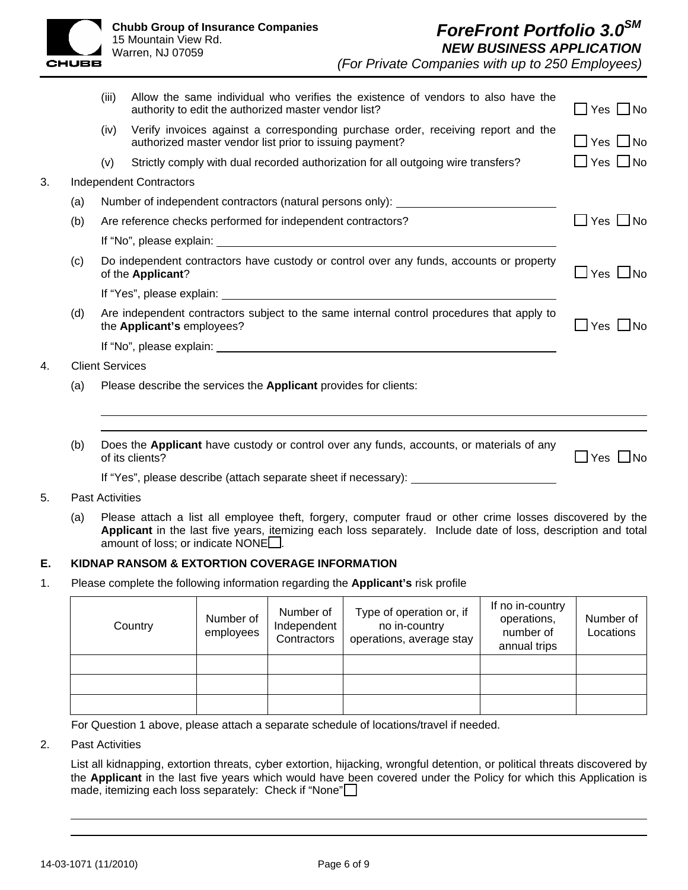(iii) Allow the same individual who verifies the existence of vendors to also have the authority to edit the authorized master vendor list? ☐ Yes ☐ No

(iv) Verify invoices against a corresponding purchase order, receiving report and the authorized master vendor list prior to issuing payment? ☐ Yes ☐ No

(v) Strictly comply with dual recorded authorization for all outgoing wire transfers? ☐ Yes ☐ No

3. Independent Contractors

(a) Number of independent contractors (natural persons only): \_\_\_\_\_\_\_\_\_\_\_\_\_\_\_\_\_\_\_\_

(b) Are reference checks performed for independent contractors? ☐ Yes ☐ No

If "No", please explain: \_\_\_\_\_\_\_\_\_\_\_\_\_\_\_\_\_\_\_\_

(c) Do independent contractors have custody or control over any funds, accounts or property of the **Applicant**? ☐ Yes ☐ No

If "Yes", please explain: \_\_\_\_\_\_\_\_\_\_\_\_\_\_\_\_\_\_\_\_

(d) Are independent contractors subject to the same internal control procedures that apply to the **Applicant's** employees? ☐ Yes ☐ No

If "No", please explain: \_\_\_\_\_\_\_\_\_\_\_\_\_\_\_\_\_\_\_\_

4. Client Services

(a) Please describe the services the **Applicant** provides for clients:

\_\_\_\_\_\_\_\_\_\_\_\_\_\_\_\_\_\_\_\_

\_\_\_\_\_\_\_\_\_\_\_\_\_\_\_\_\_\_\_\_

(b) Does the **Applicant** have custody or control over any funds, accounts, or materials of any of its clients? ☐ Yes ☐ No

If "Yes", please describe (attach separate sheet if necessary): \_\_\_\_\_\_\_\_\_\_\_\_\_\_\_\_\_\_\_\_

5. Past Activities

(a) Please attach a list all employee theft, forgery, computer fraud or other crime losses discovered by the **Applicant** in the last five years, itemizing each loss separately. Include date of loss, description and total amount of loss; or indicate NONE ☐.

## E. KIDNAP RANSOM & EXTORTION COVERAGE INFORMATION

1. Please complete the following information regarding the **Applicant's** risk profile

| Country | Number of employees | Number of Independent Contractors | Type of operation or, if no in-country operations, average stay | If no in-country operations, number of annual trips | Number of Locations |
|---|---|---|---|---|---|
| | | | | | |
| | | | | | |
| | | | | | |

For Question 1 above, please attach a separate schedule of locations/travel if needed.

2. Past Activities

List all kidnapping, extortion threats, cyber extortion, hijacking, wrongful detention, or political threats discovered by the **Applicant** in the last five years which would have been covered under the Policy for which this Application is made, itemizing each loss separately: Check if "None" ☐

\_\_\_\_\_\_\_\_\_\_\_\_\_\_\_\_\_\_\_\_

\_\_\_\_\_\_\_\_\_\_\_\_\_\_\_\_\_\_\_\_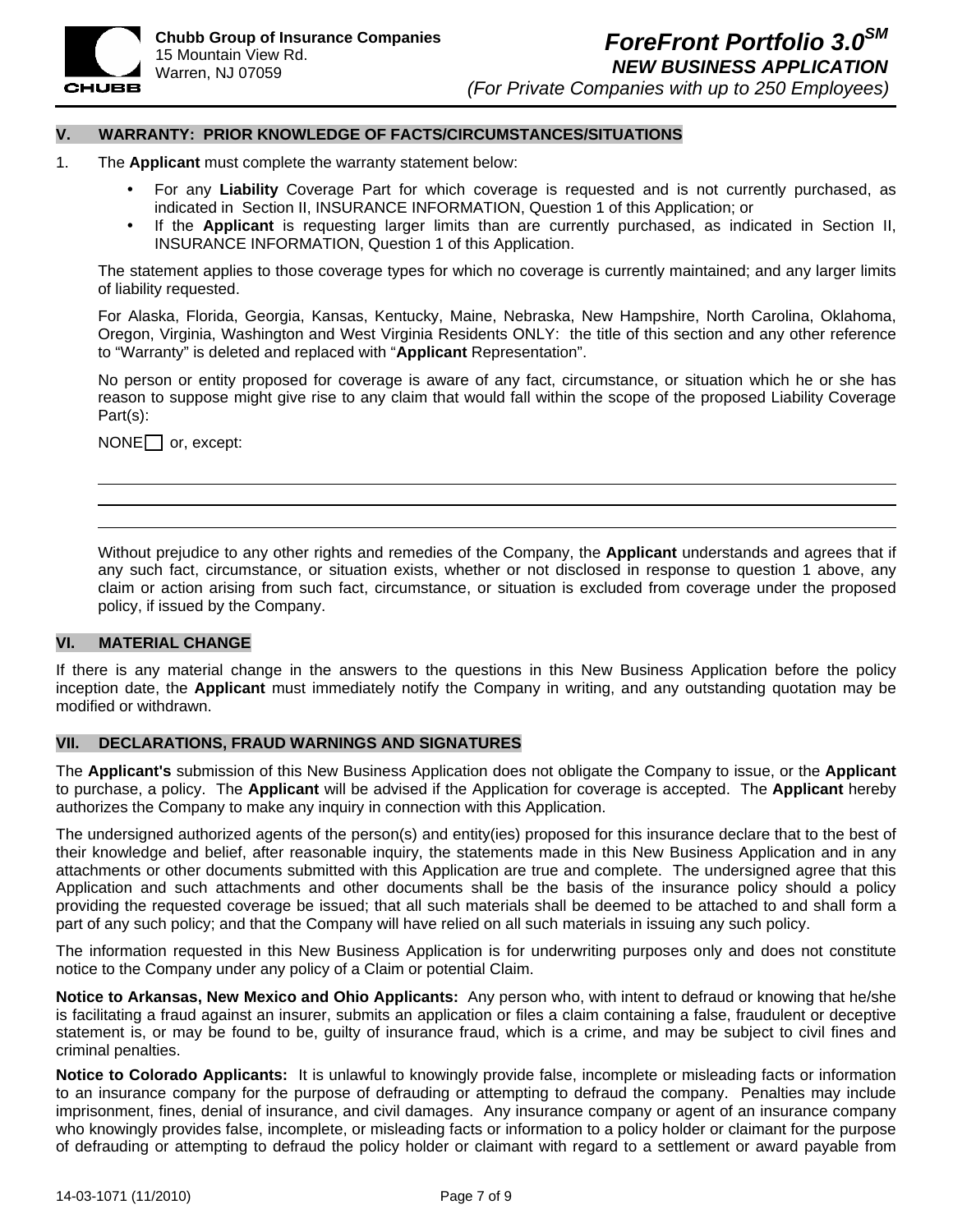## V. WARRANTY: PRIOR KNOWLEDGE OF FACTS/CIRCUMSTANCES/SITUATIONS

1. The **Applicant** must complete the warranty statement below:

   - For any **Liability** Coverage Part for which coverage is requested and is not currently purchased, as indicated in Section II, INSURANCE INFORMATION, Question 1 of this Application; or
   - If the **Applicant** is requesting larger limits than are currently purchased, as indicated in Section II, INSURANCE INFORMATION, Question 1 of this Application.

   The statement applies to those coverage types for which no coverage is currently maintained; and any larger limits of liability requested.

   For Alaska, Florida, Georgia, Kansas, Kentucky, Maine, Nebraska, New Hampshire, North Carolina, Oklahoma, Oregon, Virginia, Washington and West Virginia Residents ONLY: the title of this section and any other reference to "Warranty" is deleted and replaced with "**Applicant** Representation".

   No person or entity proposed for coverage is aware of any fact, circumstance, or situation which he or she has reason to suppose might give rise to any claim that would fall within the scope of the proposed Liability Coverage Part(s):

   NONE ☐ or, except:

   \_\_\_\_\_\_\_\_\_\_\_\_\_\_\_\_\_\_\_\_\_\_\_\_\_\_\_\_\_\_\_\_\_\_\_\_\_\_\_\_\_\_\_\_\_\_\_\_\_\_\_\_\_\_\_\_\_\_\_\_

   \_\_\_\_\_\_\_\_\_\_\_\_\_\_\_\_\_\_\_\_\_\_\_\_\_\_\_\_\_\_\_\_\_\_\_\_\_\_\_\_\_\_\_\_\_\_\_\_\_\_\_\_\_\_\_\_\_\_\_\_

   \_\_\_\_\_\_\_\_\_\_\_\_\_\_\_\_\_\_\_\_\_\_\_\_\_\_\_\_\_\_\_\_\_\_\_\_\_\_\_\_\_\_\_\_\_\_\_\_\_\_\_\_\_\_\_\_\_\_\_\_

   Without prejudice to any other rights and remedies of the Company, the **Applicant** understands and agrees that if any such fact, circumstance, or situation exists, whether or not disclosed in response to question 1 above, any claim or action arising from such fact, circumstance, or situation is excluded from coverage under the proposed policy, if issued by the Company.

## VI. MATERIAL CHANGE

If there is any material change in the answers to the questions in this New Business Application before the policy inception date, the **Applicant** must immediately notify the Company in writing, and any outstanding quotation may be modified or withdrawn.

## VII. DECLARATIONS, FRAUD WARNINGS AND SIGNATURES

The **Applicant's** submission of this New Business Application does not obligate the Company to issue, or the **Applicant** to purchase, a policy. The **Applicant** will be advised if the Application for coverage is accepted. The **Applicant** hereby authorizes the Company to make any inquiry in connection with this Application.

The undersigned authorized agents of the person(s) and entity(ies) proposed for this insurance declare that to the best of their knowledge and belief, after reasonable inquiry, the statements made in this New Business Application and in any attachments or other documents submitted with this Application are true and complete. The undersigned agree that this Application and such attachments and other documents shall be the basis of the insurance policy should a policy providing the requested coverage be issued; that all such materials shall be deemed to be attached to and shall form a part of any such policy; and that the Company will have relied on all such materials in issuing any such policy.

The information requested in this New Business Application is for underwriting purposes only and does not constitute notice to the Company under any policy of a Claim or potential Claim.

**Notice to Arkansas, New Mexico and Ohio Applicants:** Any person who, with intent to defraud or knowing that he/she is facilitating a fraud against an insurer, submits an application or files a claim containing a false, fraudulent or deceptive statement is, or may be found to be, guilty of insurance fraud, which is a crime, and may be subject to civil fines and criminal penalties.

**Notice to Colorado Applicants:** It is unlawful to knowingly provide false, incomplete or misleading facts or information to an insurance company for the purpose of defrauding or attempting to defraud the company. Penalties may include imprisonment, fines, denial of insurance, and civil damages. Any insurance company or agent of an insurance company who knowingly provides false, incomplete, or misleading facts or information to a policy holder or claimant for the purpose of defrauding or attempting to defraud the policy holder or claimant with regard to a settlement or award payable from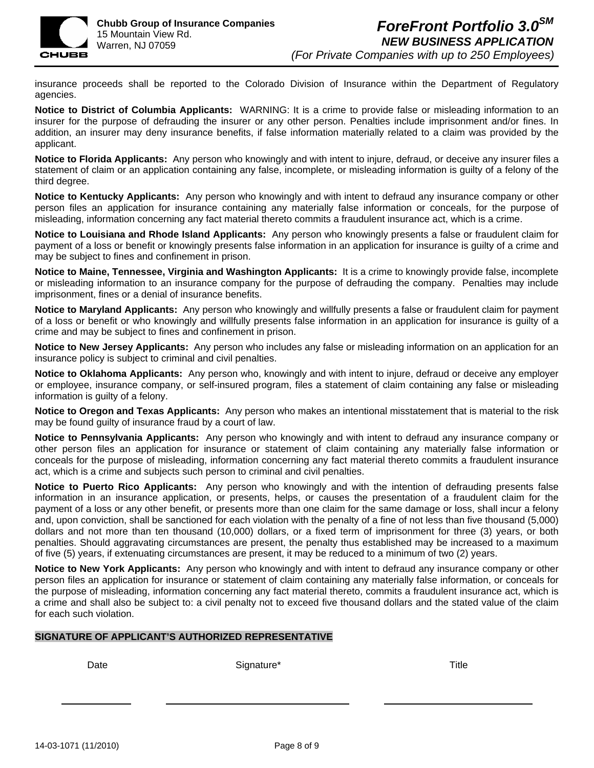insurance proceeds shall be reported to the Colorado Division of Insurance within the Department of Regulatory agencies.

**Notice to District of Columbia Applicants:** WARNING: It is a crime to provide false or misleading information to an insurer for the purpose of defrauding the insurer or any other person. Penalties include imprisonment and/or fines. In addition, an insurer may deny insurance benefits, if false information materially related to a claim was provided by the applicant.

**Notice to Florida Applicants:** Any person who knowingly and with intent to injure, defraud, or deceive any insurer files a statement of claim or an application containing any false, incomplete, or misleading information is guilty of a felony of the third degree.

**Notice to Kentucky Applicants:** Any person who knowingly and with intent to defraud any insurance company or other person files an application for insurance containing any materially false information or conceals, for the purpose of misleading, information concerning any fact material thereto commits a fraudulent insurance act, which is a crime.

**Notice to Louisiana and Rhode Island Applicants:** Any person who knowingly presents a false or fraudulent claim for payment of a loss or benefit or knowingly presents false information in an application for insurance is guilty of a crime and may be subject to fines and confinement in prison.

**Notice to Maine, Tennessee, Virginia and Washington Applicants:** It is a crime to knowingly provide false, incomplete or misleading information to an insurance company for the purpose of defrauding the company. Penalties may include imprisonment, fines or a denial of insurance benefits.

**Notice to Maryland Applicants:** Any person who knowingly and willfully presents a false or fraudulent claim for payment of a loss or benefit or who knowingly and willfully presents false information in an application for insurance is guilty of a crime and may be subject to fines and confinement in prison.

**Notice to New Jersey Applicants:** Any person who includes any false or misleading information on an application for an insurance policy is subject to criminal and civil penalties.

**Notice to Oklahoma Applicants:** Any person who, knowingly and with intent to injure, defraud or deceive any employer or employee, insurance company, or self-insured program, files a statement of claim containing any false or misleading information is guilty of a felony.

**Notice to Oregon and Texas Applicants:** Any person who makes an intentional misstatement that is material to the risk may be found guilty of insurance fraud by a court of law.

**Notice to Pennsylvania Applicants:** Any person who knowingly and with intent to defraud any insurance company or other person files an application for insurance or statement of claim containing any materially false information or conceals for the purpose of misleading, information concerning any fact material thereto commits a fraudulent insurance act, which is a crime and subjects such person to criminal and civil penalties.

**Notice to Puerto Rico Applicants:** Any person who knowingly and with the intention of defrauding presents false information in an insurance application, or presents, helps, or causes the presentation of a fraudulent claim for the payment of a loss or any other benefit, or presents more than one claim for the same damage or loss, shall incur a felony and, upon conviction, shall be sanctioned for each violation with the penalty of a fine of not less than five thousand (5,000) dollars and not more than ten thousand (10,000) dollars, or a fixed term of imprisonment for three (3) years, or both penalties. Should aggravating circumstances are present, the penalty thus established may be increased to a maximum of five (5) years, if extenuating circumstances are present, it may be reduced to a minimum of two (2) years.

**Notice to New York Applicants:** Any person who knowingly and with intent to defraud any insurance company or other person files an application for insurance or statement of claim containing any materially false information, or conceals for the purpose of misleading, information concerning any fact material thereto, commits a fraudulent insurance act, which is a crime and shall also be subject to: a civil penalty not to exceed five thousand dollars and the stated value of the claim for each such violation.

## SIGNATURE OF APPLICANT'S AUTHORIZED REPRESENTATIVE

| Date | Signature* | Title |
|---|---|---|
| ____________ | ______________________________ | __________________________ |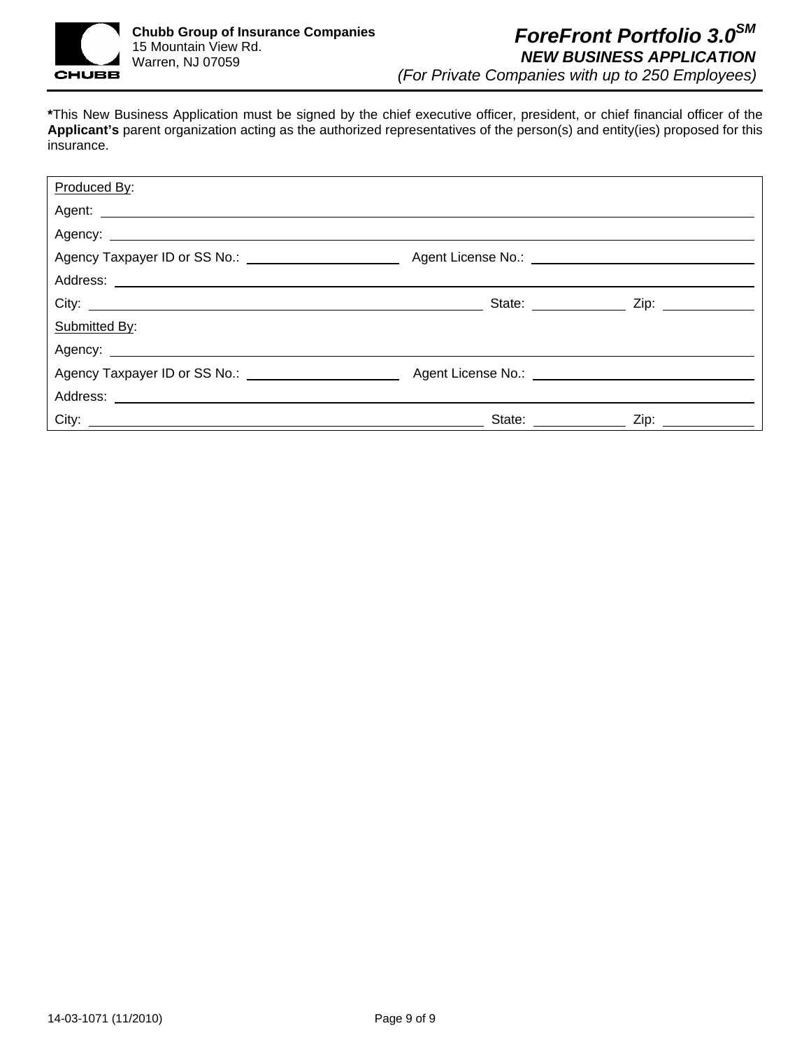**Chubb Group of Insurance Companies**
15 Mountain View Rd.
Warren, NJ 07059

# *ForeFront Portfolio 3.0 SM*
## *NEW BUSINESS APPLICATION*
*(For Private Companies with up to 250 Employees)*

**\***This New Business Application must be signed by the chief executive officer, president, or chief financial officer of the **Applicant's** parent organization acting as the authorized representatives of the person(s) and entity(ies) proposed for this insurance.

Produced By:

Agent: ______________________________

Agency: ______________________________

Agency Taxpayer ID or SS No.: ______________ Agent License No.: ______________

Address: ______________________________

City: ______________ State: ________ Zip: ________

Submitted By:

Agency: ______________________________

Agency Taxpayer ID or SS No.: ______________ Agent License No.: ______________

Address: ______________________________

City: ______________ State: ________ Zip: ________

14-03-1071 (11/2010)